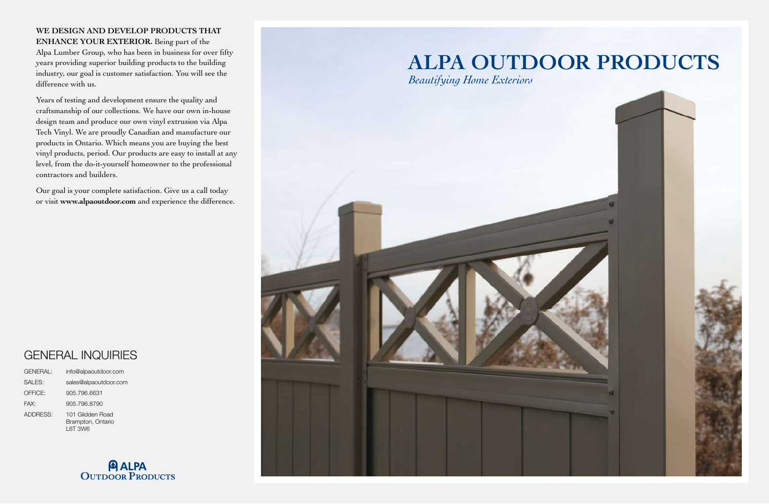**WE DESIGN AND DEVELOP PRODUCTS THAT ENHANCE YOUR EXTERIOR.** Being part of the Alpa Lumber Group, who has been in business for over fifty years providing superior building products to the building industry, our goal is customer satisfaction. You will see the difference with us.

Years of testing and development ensure the quality and craftsmanship of our collections. We have our own in-house design team and produce our own vinyl extrusion via Alpa Tech Vinyl. We are proudly Canadian and manufacture our products in Ontario. Which means you are buying the best vinyl products, period. Our products are easy to install at any level, from the do-it-yourself homeowner to the professional contractors and builders.

Our goal is your complete satisfaction. Give us a call today or visit **www.alpaoutdoor.com** and experience the difference.

## GENERAL INQUIRIES

| | |
|---|---|
| GENERAL: | info@alpaoutdoor.com |
| SALES: | sales@alpaoutdoor.com |
| OFFICE: | 905.796.6631 |
| FAX: | 905.796.8790 |
| ADDRESS: | 101 Glidden Road<br>Brampton, Ontario<br>L6T 3W6 |

ALPA OUTDOOR PRODUCTS

# ALPA OUTDOOR PRODUCTS

*Beautifying Home Exteriors*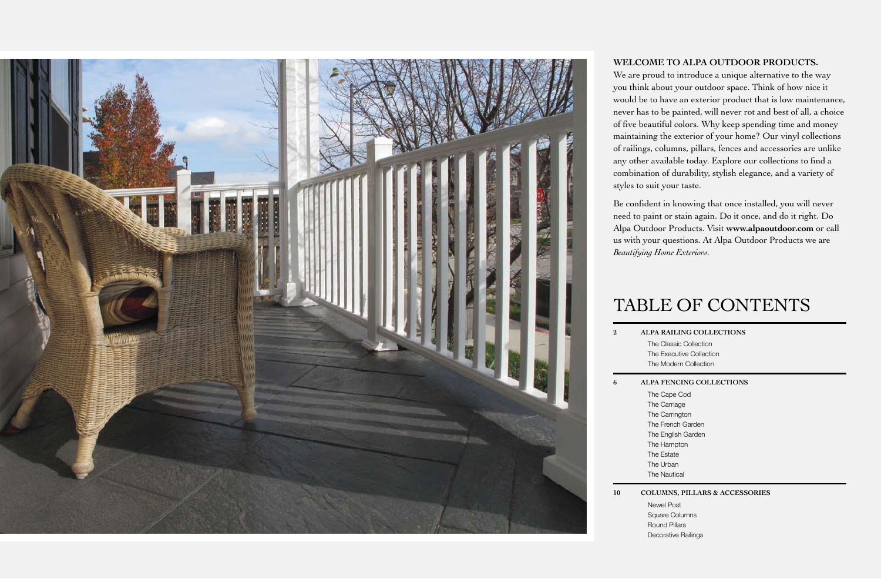## WELCOME TO ALPA OUTDOOR PRODUCTS.

We are proud to introduce a unique alternative to the way you think about your outdoor space. Think of how nice it would be to have an exterior product that is low maintenance, never has to be painted, will never rot and best of all, a choice of five beautiful colors. Why keep spending time and money maintaining the exterior of your home? Our vinyl collections of railings, columns, pillars, fences and accessories are unlike any other available today. Explore our collections to find a combination of durability, stylish elegance, and a variety of styles to suit your taste.

Be confident in knowing that once installed, you will never need to paint or stain again. Do it once, and do it right. Do Alpa Outdoor Products. Visit **www.alpaoutdoor.com** or call us with your questions. At Alpa Outdoor Products we are *Beautifying Home Exteriors*.

# TABLE OF CONTENTS

**2 ALPA RAILING COLLECTIONS**

- The Classic Collection
- The Executive Collection
- The Modern Collection

**6 ALPA FENCING COLLECTIONS**

- The Cape Cod
- The Carriage
- The Carrington
- The French Garden
- The English Garden
- The Hampton
- The Estate
- The Urban
- The Nautical

**10 COLUMNS, PILLARS & ACCESSORIES**

- Newel Post
- Square Columns
- Round Pillars
- Decorative Railings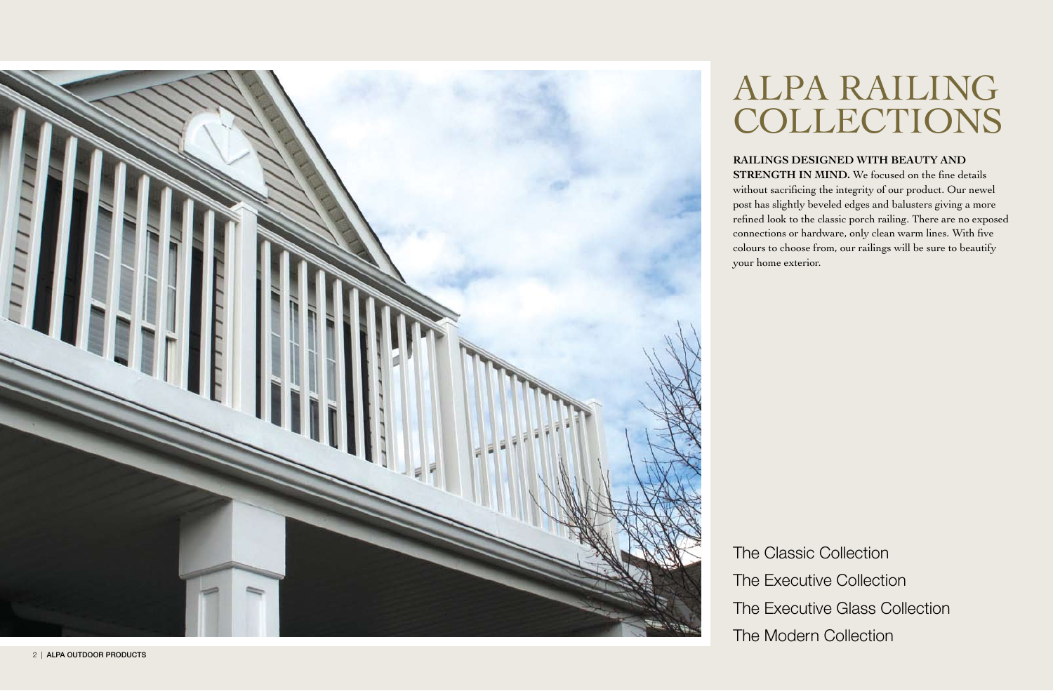# ALPA RAILING COLLECTIONS

**RAILINGS DESIGNED WITH BEAUTY AND STRENGTH IN MIND.** We focused on the fine details without sacrificing the integrity of our product. Our newel post has slightly beveled edges and balusters giving a more refined look to the classic porch railing. There are no exposed connections or hardware, only clean warm lines. With five colours to choose from, our railings will be sure to beautify your home exterior.

The Classic Collection

The Executive Collection

The Executive Glass Collection

The Modern Collection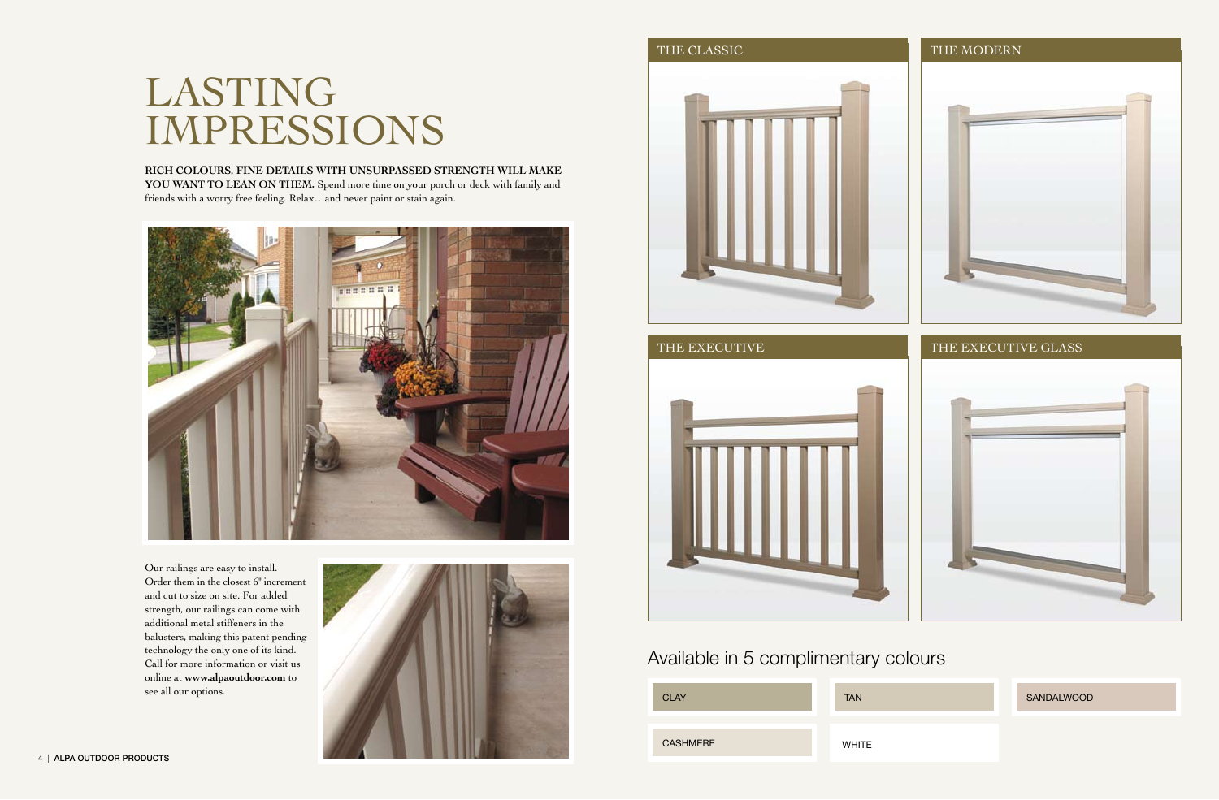# LASTING IMPRESSIONS

**RICH COLOURS, FINE DETAILS WITH UNSURPASSED STRENGTH WILL MAKE YOU WANT TO LEAN ON THEM.** Spend more time on your porch or deck with family and friends with a worry free feeling. Relax…and never paint or stain again.

Our railings are easy to install. Order them in the closest 6" increment and cut to size on site. For added strength, our railings can come with additional metal stiffeners in the balusters, making this patent pending technology the only one of its kind. Call for more information or visit us online at **www.alpaoutdoor.com** to see all our options.

THE CLASSIC

THE MODERN

THE EXECUTIVE

THE EXECUTIVE GLASS

## Available in 5 complimentary colours

CLAY

TAN

SANDALWOOD

CASHMERE

WHITE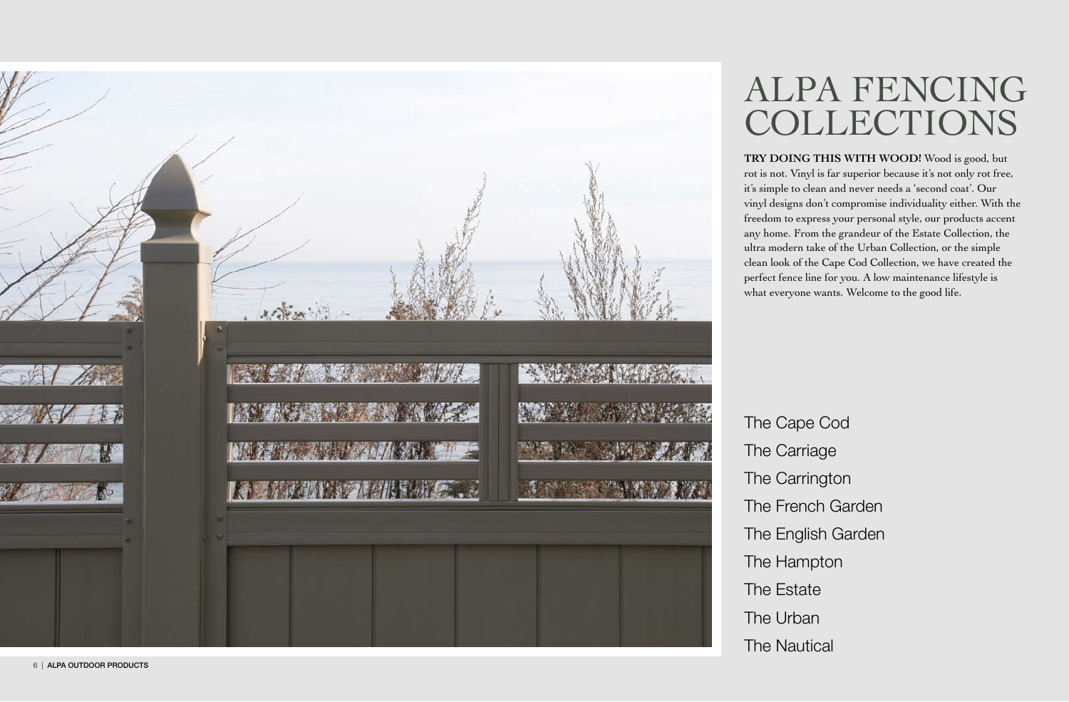# ALPA FENCING COLLECTIONS

**TRY DOING THIS WITH WOOD!** Wood is good, but rot is not. Vinyl is far superior because it's not only rot free, it's simple to clean and never needs a 'second coat'. Our vinyl designs don't compromise individuality either. With the freedom to express your personal style, our products accent any home. From the grandeur of the Estate Collection, the ultra modern take of the Urban Collection, or the simple clean look of the Cape Cod Collection, we have created the perfect fence line for you. A low maintenance lifestyle is what everyone wants. Welcome to the good life.

The Cape Cod

The Carriage

The Carrington

The French Garden

The English Garden

The Hampton

The Estate

The Urban

The Nautical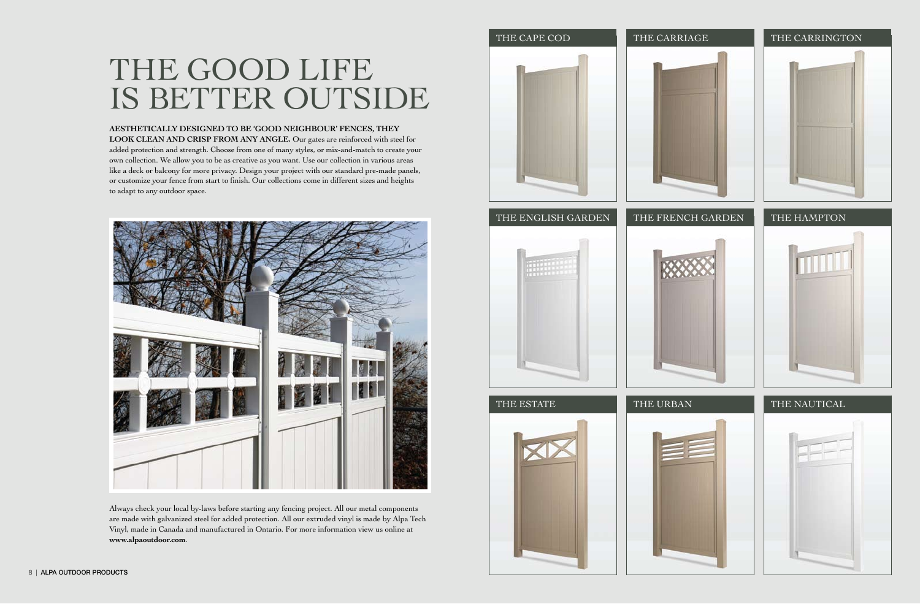# THE GOOD LIFE IS BETTER OUTSIDE

**AESTHETICALLY DESIGNED TO BE 'GOOD NEIGHBOUR' FENCES, THEY LOOK CLEAN AND CRISP FROM ANY ANGLE.** Our gates are reinforced with steel for added protection and strength. Choose from one of many styles, or mix-and-match to create your own collection. We allow you to be as creative as you want. Use our collection in various areas like a deck or balcony for more privacy. Design your project with our standard pre-made panels, or customize your fence from start to finish. Our collections come in different sizes and heights to adapt to any outdoor space.

Always check your local by-laws before starting any fencing project. All our metal components are made with galvanized steel for added protection. All our extruded vinyl is made by Alpa Tech Vinyl, made in Canada and manufactured in Ontario. For more information view us online at **www.alpaoutdoor.com**.

THE CAPE COD

THE CARRIAGE

THE CARRINGTON

THE ENGLISH GARDEN

THE FRENCH GARDEN

THE HAMPTON

THE ESTATE

THE URBAN

THE NAUTICAL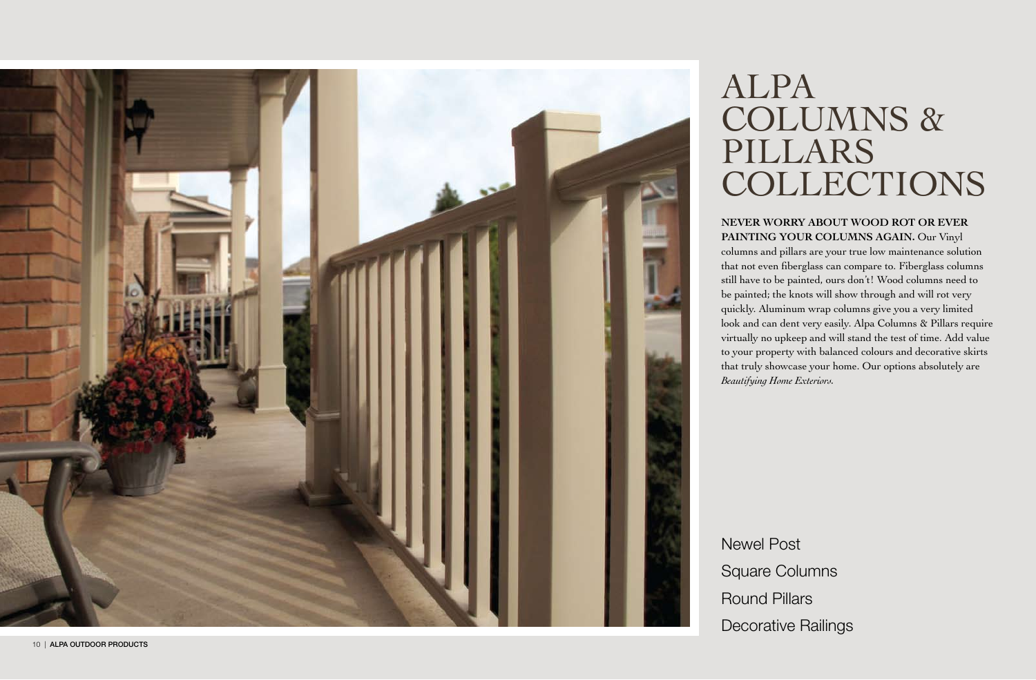# ALPA COLUMNS & PILLARS COLLECTIONS

**NEVER WORRY ABOUT WOOD ROT OR EVER PAINTING YOUR COLUMNS AGAIN.** Our Vinyl columns and pillars are your true low maintenance solution that not even fiberglass can compare to. Fiberglass columns still have to be painted, ours don't! Wood columns need to be painted; the knots will show through and will rot very quickly. Aluminum wrap columns give you a very limited look and can dent very easily. Alpa Columns & Pillars require virtually no upkeep and will stand the test of time. Add value to your property with balanced colours and decorative skirts that truly showcase your home. Our options absolutely are *Beautifying Home Exteriors.*

Newel Post

Square Columns

Round Pillars

Decorative Railings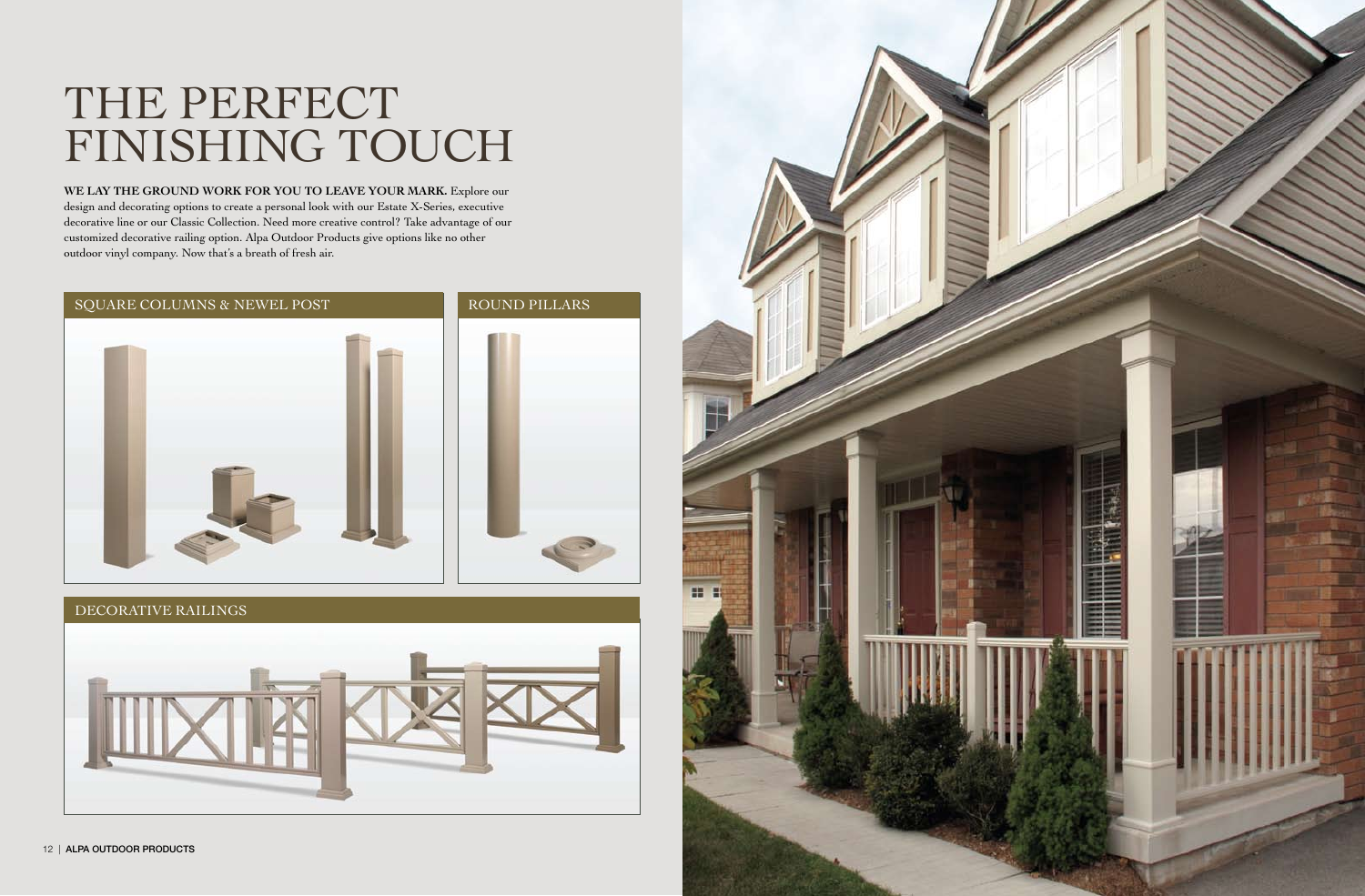# THE PERFECT FINISHING TOUCH

**WE LAY THE GROUND WORK FOR YOU TO LEAVE YOUR MARK.** Explore our design and decorating options to create a personal look with our Estate X-Series, executive decorative line or our Classic Collection. Need more creative control? Take advantage of our customized decorative railing option. Alpa Outdoor Products give options like no other outdoor vinyl company. Now that's a breath of fresh air.

## SQUARE COLUMNS & NEWEL POST

## ROUND PILLARS

## DECORATIVE RAILINGS